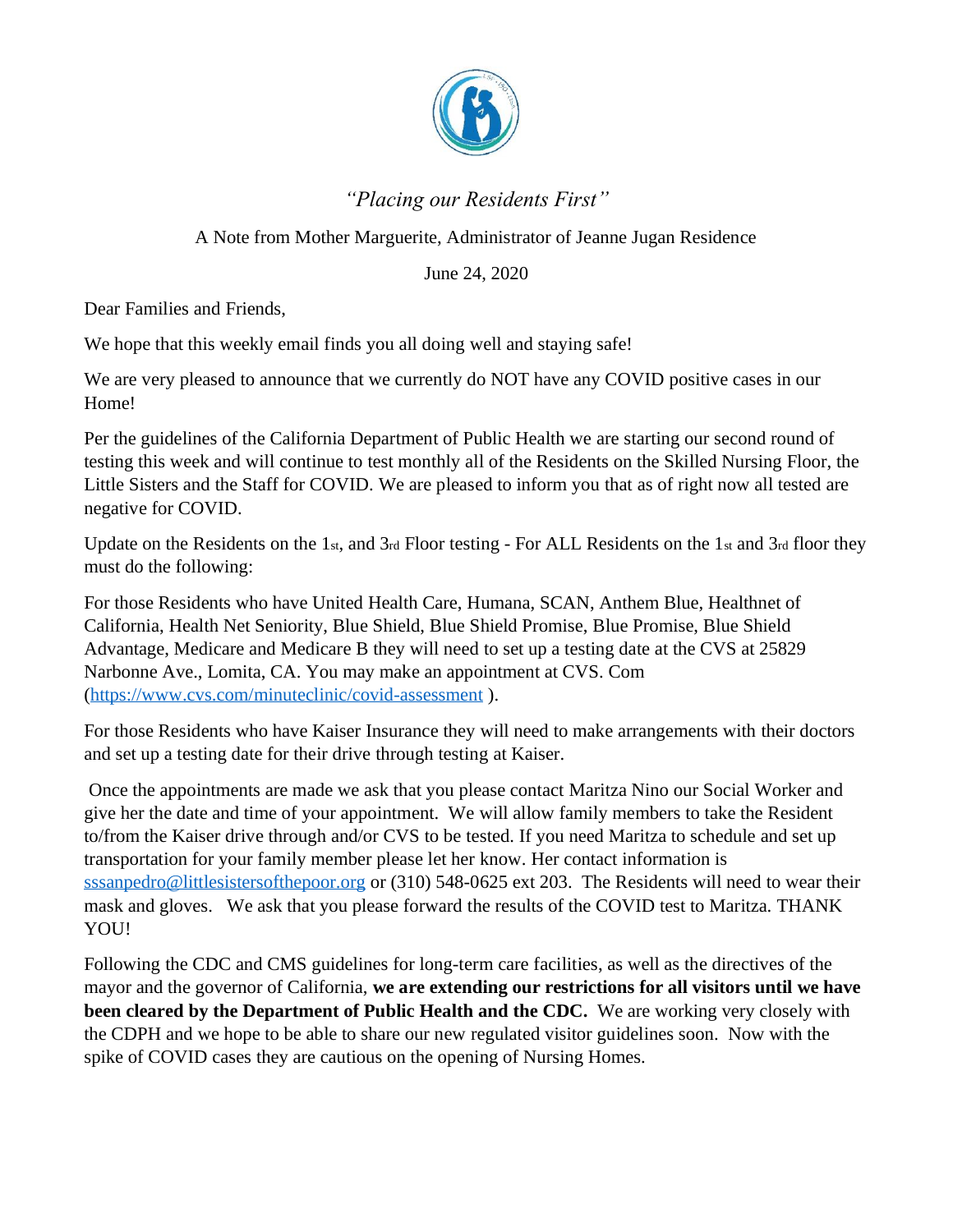*"Placing our Residents First"*

A Note from Mother Marguerite, Administrator of Jeanne Jugan Residence

June 24, 2020

Dear Families and Friends,

We hope that this weekly email finds you all doing well and staying safe!

We are very pleased to announce that we currently do NOT have any COVID positive cases in our Home!

Per the guidelines of the California Department of Public Health we are starting our second round of testing this week and will continue to test monthly all of the Residents on the Skilled Nursing Floor, the Little Sisters and the Staff for COVID. We are pleased to inform you that as of right now all tested are negative for COVID.

Update on the Residents on the 1st, and 3rd Floor testing - For ALL Residents on the 1st and 3rd floor they must do the following:

For those Residents who have United Health Care, Humana, SCAN, Anthem Blue, Healthnet of California, Health Net Seniority, Blue Shield, Blue Shield Promise, Blue Promise, Blue Shield Advantage, Medicare and Medicare B they will need to set up a testing date at the CVS at 25829 Narbonne Ave., Lomita, CA. You may make an appointment at CVS. Com ([https://www.cvs.com/minuteclinic/covid-assessment](https://www.cvs.com/minuteclinic/covid-assessment) ).

For those Residents who have Kaiser Insurance they will need to make arrangements with their doctors and set up a testing date for their drive through testing at Kaiser.

Once the appointments are made we ask that you please contact Maritza Nino our Social Worker and give her the date and time of your appointment. We will allow family members to take the Resident to/from the Kaiser drive through and/or CVS to be tested. If you need Maritza to schedule and set up transportation for your family member please let her know. Her contact information is [sssanpedro@littlesistersofthepoor.org](mailto:sssanpedro@littlesistersofthepoor.org) or (310) 548-0625 ext 203. The Residents will need to wear their mask and gloves. We ask that you please forward the results of the COVID test to Maritza. THANK YOU!

Following the CDC and CMS guidelines for long-term care facilities, as well as the directives of the mayor and the governor of California, **we are extending our restrictions for all visitors until we have been cleared by the Department of Public Health and the CDC.** We are working very closely with the CDPH and we hope to be able to share our new regulated visitor guidelines soon. Now with the spike of COVID cases they are cautious on the opening of Nursing Homes.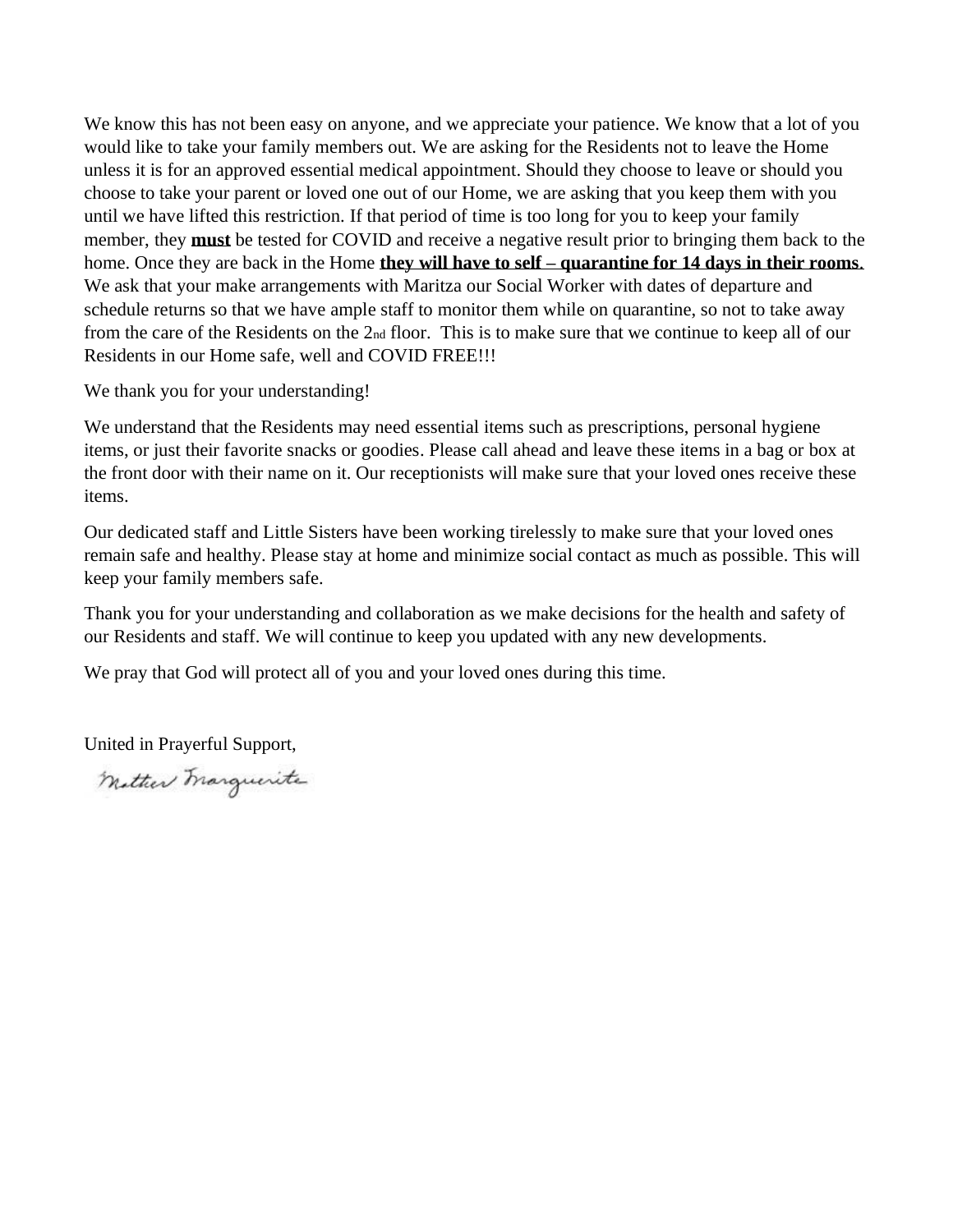We know this has not been easy on anyone, and we appreciate your patience. We know that a lot of you would like to take your family members out. We are asking for the Residents not to leave the Home unless it is for an approved essential medical appointment. Should they choose to leave or should you choose to take your parent or loved one out of our Home, we are asking that you keep them with you until we have lifted this restriction. If that period of time is too long for you to keep your family member, they **<u>must</u>** be tested for COVID and receive a negative result prior to bringing them back to the home. Once they are back in the Home **<u>they will have to self – quarantine for 14 days in their rooms</u>**. We ask that your make arrangements with Maritza our Social Worker with dates of departure and schedule returns so that we have ample staff to monitor them while on quarantine, so not to take away from the care of the Residents on the 2nd floor. This is to make sure that we continue to keep all of our Residents in our Home safe, well and COVID FREE!!!

We thank you for your understanding!

We understand that the Residents may need essential items such as prescriptions, personal hygiene items, or just their favorite snacks or goodies. Please call ahead and leave these items in a bag or box at the front door with their name on it. Our receptionists will make sure that your loved ones receive these items.

Our dedicated staff and Little Sisters have been working tirelessly to make sure that your loved ones remain safe and healthy. Please stay at home and minimize social contact as much as possible. This will keep your family members safe.

Thank you for your understanding and collaboration as we make decisions for the health and safety of our Residents and staff. We will continue to keep you updated with any new developments.

We pray that God will protect all of you and your loved ones during this time.

United in Prayerful Support,

Mother Marguerite